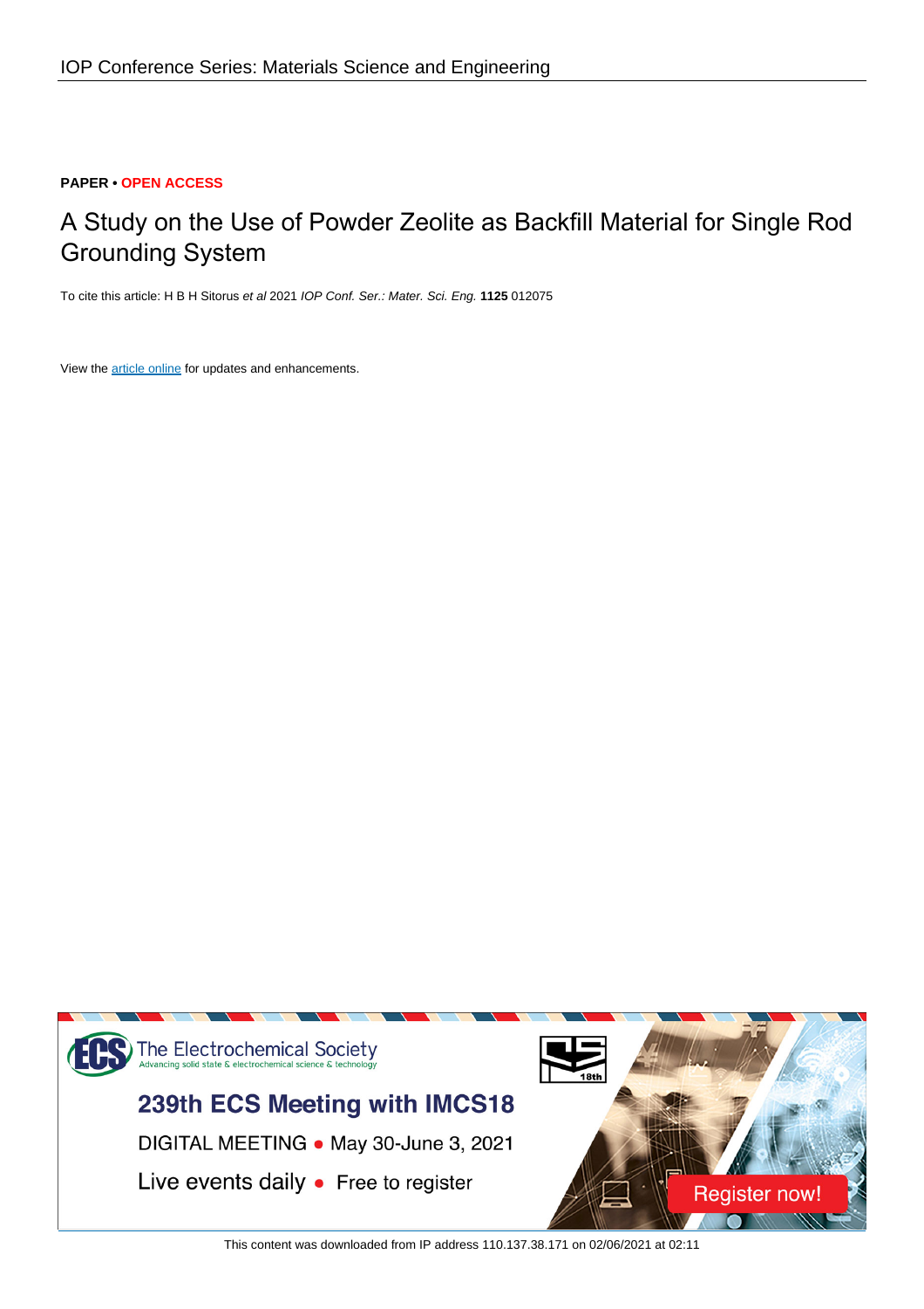**PAPER • OPEN ACCESS**

# A Study on the Use of Powder Zeolite as Backfill Material for Single Rod Grounding System

To cite this article: H B H Sitorus *et al* 2021 *IOP Conf. Ser.: Mater. Sci. Eng.* **1125** 012075

View the article online for updates and enhancements.

This content was downloaded from IP address 110.137.38.171 on 02/06/2021 at 02:11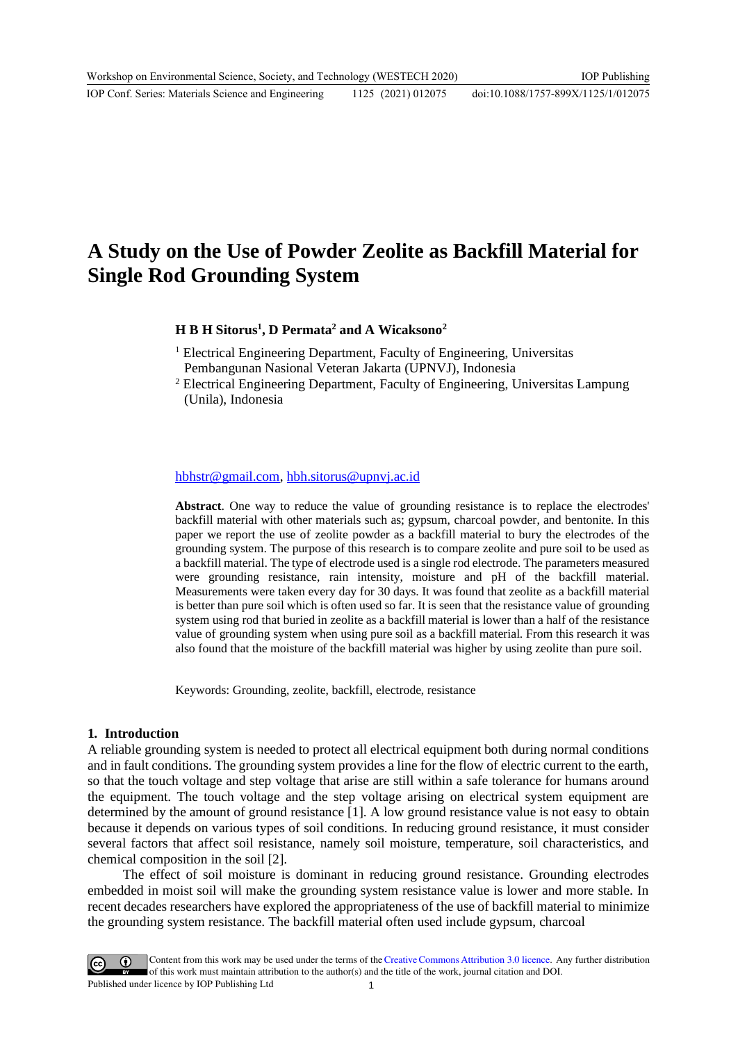# A Study on the Use of Powder Zeolite as Backfill Material for Single Rod Grounding System

**H B H Sitorus[1], D Permata[2] and A Wicaksono[2]**

[1] Electrical Engineering Department, Faculty of Engineering, Universitas Pembangunan Nasional Veteran Jakarta (UPNVJ), Indonesia

[2] Electrical Engineering Department, Faculty of Engineering, Universitas Lampung (Unila), Indonesia

hbhstr@gmail.com, hbh.sitorus@upnvj.ac.id

**Abstract**. One way to reduce the value of grounding resistance is to replace the electrodes' backfill material with other materials such as; gypsum, charcoal powder, and bentonite. In this paper we report the use of zeolite powder as a backfill material to bury the electrodes of the grounding system. The purpose of this research is to compare zeolite and pure soil to be used as a backfill material. The type of electrode used is a single rod electrode. The parameters measured were grounding resistance, rain intensity, moisture and pH of the backfill material. Measurements were taken every day for 30 days. It was found that zeolite as a backfill material is better than pure soil which is often used so far. It is seen that the resistance value of grounding system using rod that buried in zeolite as a backfill material is lower than a half of the resistance value of grounding system when using pure soil as a backfill material. From this research it was also found that the moisture of the backfill material was higher by using zeolite than pure soil.

Keywords: Grounding, zeolite, backfill, electrode, resistance

## 1. Introduction

A reliable grounding system is needed to protect all electrical equipment both during normal conditions and in fault conditions. The grounding system provides a line for the flow of electric current to the earth, so that the touch voltage and step voltage that arise are still within a safe tolerance for humans around the equipment. The touch voltage and the step voltage arising on electrical system equipment are determined by the amount of ground resistance [1]. A low ground resistance value is not easy to obtain because it depends on various types of soil conditions. In reducing ground resistance, it must consider several factors that affect soil resistance, namely soil moisture, temperature, soil characteristics, and chemical composition in the soil [2].

The effect of soil moisture is dominant in reducing ground resistance. Grounding electrodes embedded in moist soil will make the grounding system resistance value is lower and more stable. In recent decades researchers have explored the appropriateness of the use of backfill material to minimize the grounding system resistance. The backfill material often used include gypsum, charcoal

Content from this work may be used under the terms of the Creative Commons Attribution 3.0 licence. Any further distribution of this work must maintain attribution to the author(s) and the title of the work, journal citation and DOI.
Published under licence by IOP Publishing Ltd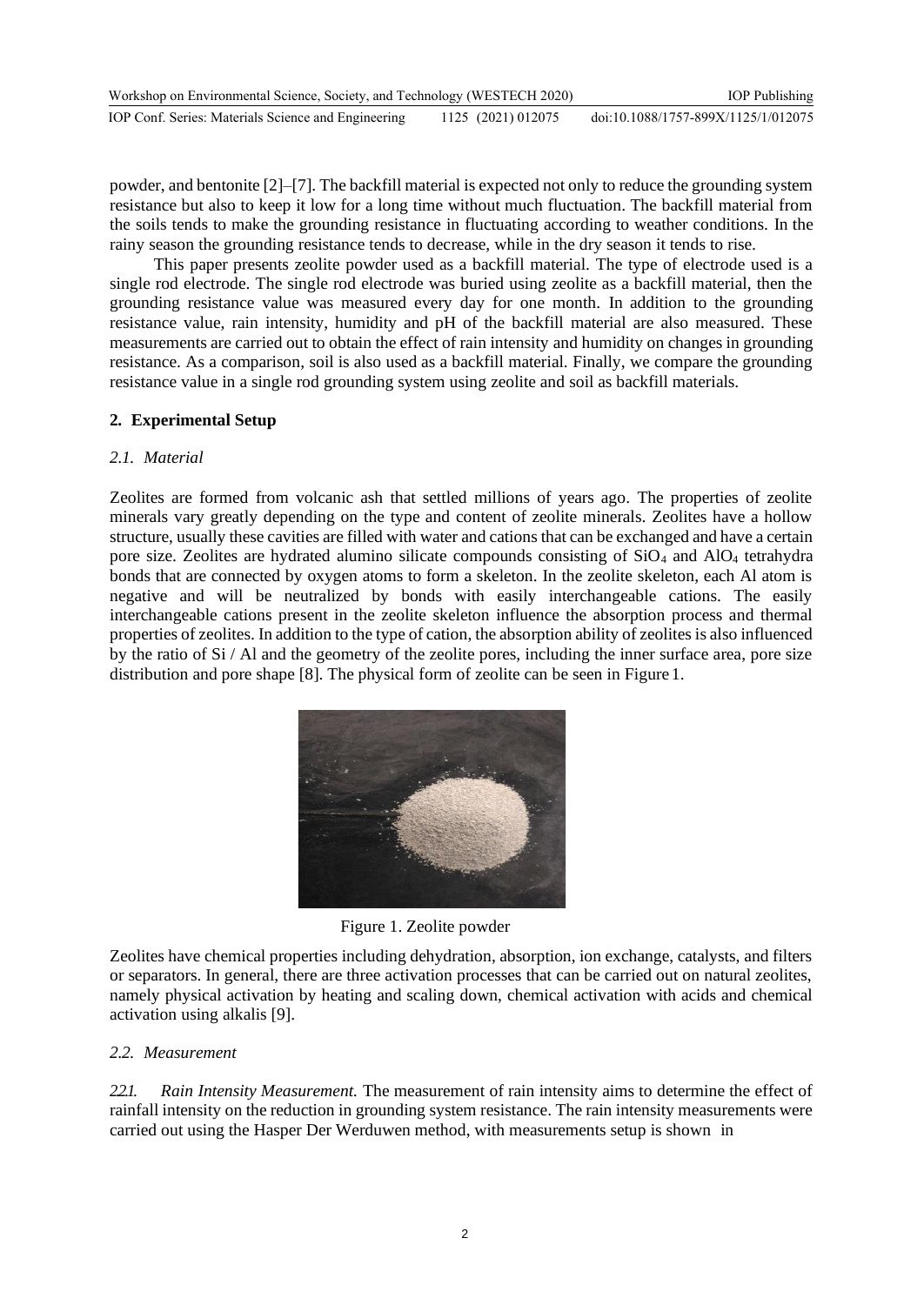powder, and bentonite [2]–[7]. The backfill material is expected not only to reduce the grounding system resistance but also to keep it low for a long time without much fluctuation. The backfill material from the soils tends to make the grounding resistance in fluctuating according to weather conditions. In the rainy season the grounding resistance tends to decrease, while in the dry season it tends to rise.

This paper presents zeolite powder used as a backfill material. The type of electrode used is a single rod electrode. The single rod electrode was buried using zeolite as a backfill material, then the grounding resistance value was measured every day for one month. In addition to the grounding resistance value, rain intensity, humidity and pH of the backfill material are also measured. These measurements are carried out to obtain the effect of rain intensity and humidity on changes in grounding resistance. As a comparison, soil is also used as a backfill material. Finally, we compare the grounding resistance value in a single rod grounding system using zeolite and soil as backfill materials.

## 2. Experimental Setup

### 2.1. Material

Zeolites are formed from volcanic ash that settled millions of years ago. The properties of zeolite minerals vary greatly depending on the type and content of zeolite minerals. Zeolites have a hollow structure, usually these cavities are filled with water and cations that can be exchanged and have a certain pore size. Zeolites are hydrated alumino silicate compounds consisting of $SiO_4$ and $AlO_4$ tetrahydra bonds that are connected by oxygen atoms to form a skeleton. In the zeolite skeleton, each Al atom is negative and will be neutralized by bonds with easily interchangeable cations. The easily interchangeable cations present in the zeolite skeleton influence the absorption process and thermal properties of zeolites. In addition to the type of cation, the absorption ability of zeolites is also influenced by the ratio of Si / Al and the geometry of the zeolite pores, including the inner surface area, pore size distribution and pore shape [8]. The physical form of zeolite can be seen in Figure 1.

Figure 1. Zeolite powder

Zeolites have chemical properties including dehydration, absorption, ion exchange, catalysts, and filters or separators. In general, there are three activation processes that can be carried out on natural zeolites, namely physical activation by heating and scaling down, chemical activation with acids and chemical activation using alkalis [9].

### 2.2. Measurement

*2.2.1. Rain Intensity Measurement.* The measurement of rain intensity aims to determine the effect of rainfall intensity on the reduction in grounding system resistance. The rain intensity measurements were carried out using the Hasper Der Werduwen method, with measurements setup is shown in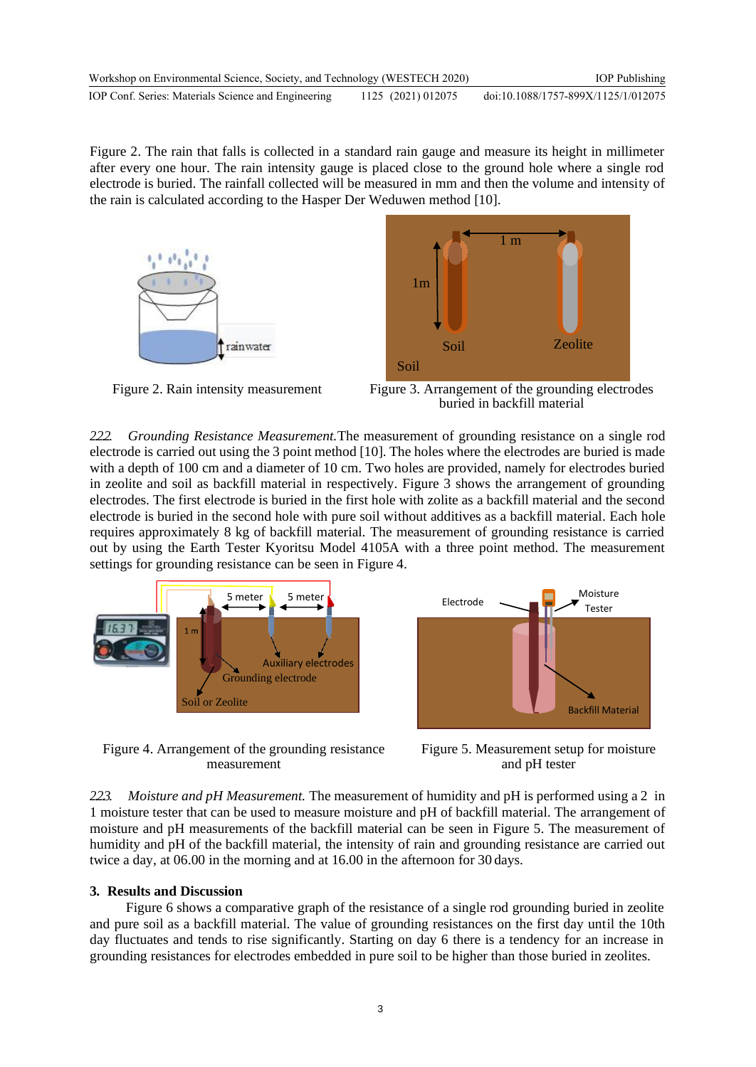Figure 2. The rain that falls is collected in a standard rain gauge and measure its height in millimeter after every one hour. The rain intensity gauge is placed close to the ground hole where a single rod electrode is buried. The rainfall collected will be measured in mm and then the volume and intensity of the rain is calculated according to the Hasper Der Weduwen method [10].

Figure 2. Rain intensity measurement

Figure 3. Arrangement of the grounding electrodes buried in backfill material

*2.2.2. Grounding Resistance Measurement.* The measurement of grounding resistance on a single rod electrode is carried out using the 3 point method [10]. The holes where the electrodes are buried is made with a depth of 100 cm and a diameter of 10 cm. Two holes are provided, namely for electrodes buried in zeolite and soil as backfill material in respectively. Figure 3 shows the arrangement of grounding electrodes. The first electrode is buried in the first hole with zolite as a backfill material and the second electrode is buried in the second hole with pure soil without additives as a backfill material. Each hole requires approximately 8 kg of backfill material. The measurement of grounding resistance is carried out by using the Earth Tester Kyoritsu Model 4105A with a three point method. The measurement settings for grounding resistance can be seen in Figure 4.

Figure 4. Arrangement of the grounding resistance measurement

Figure 5. Measurement setup for moisture and pH tester

*2.2.3. Moisture and pH Measurement.* The measurement of humidity and pH is performed using a 2 in 1 moisture tester that can be used to measure moisture and pH of backfill material. The arrangement of moisture and pH measurements of the backfill material can be seen in Figure 5. The measurement of humidity and pH of the backfill material, the intensity of rain and grounding resistance are carried out twice a day, at 06.00 in the morning and at 16.00 in the afternoon for 30 days.

## 3. Results and Discussion

Figure 6 shows a comparative graph of the resistance of a single rod grounding buried in zeolite and pure soil as a backfill material. The value of grounding resistances on the first day until the 10th day fluctuates and tends to rise significantly. Starting on day 6 there is a tendency for an increase in grounding resistances for electrodes embedded in pure soil to be higher than those buried in zeolites.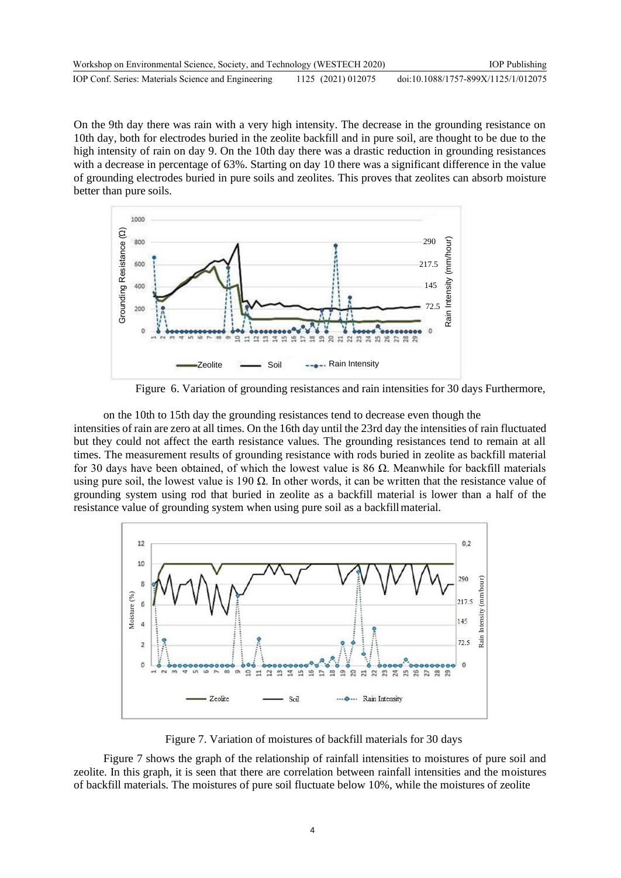On the 9th day there was rain with a very high intensity. The decrease in the grounding resistance on 10th day, both for electrodes buried in the zeolite backfill and in pure soil, are thought to be due to the high intensity of rain on day 9. On the 10th day there was a drastic reduction in grounding resistances with a decrease in percentage of 63%. Starting on day 10 there was a significant difference in the value of grounding electrodes buried in pure soils and zeolites. This proves that zeolites can absorb moisture better than pure soils.

Figure 6. Variation of grounding resistances and rain intensities for 30 days

Furthermore, on the 10th to 15th day the grounding resistances tend to decrease even though the intensities of rain are zero at all times. On the 16th day until the 23rd day the intensities of rain fluctuated but they could not affect the earth resistance values. The grounding resistances tend to remain at all times. The measurement results of grounding resistance with rods buried in zeolite as backfill material for 30 days have been obtained, of which the lowest value is 86 Ω. Meanwhile for backfill materials using pure soil, the lowest value is 190 Ω. In other words, it can be written that the resistance value of grounding system using rod that buried in zeolite as a backfill material is lower than a half of the resistance value of grounding system when using pure soil as a backfill material.

Figure 7. Variation of moistures of backfill materials for 30 days

Figure 7 shows the graph of the relationship of rainfall intensities to moistures of pure soil and zeolite. In this graph, it is seen that there are correlation between rainfall intensities and the moistures of backfill materials. The moistures of pure soil fluctuate below 10%, while the moistures of zeolite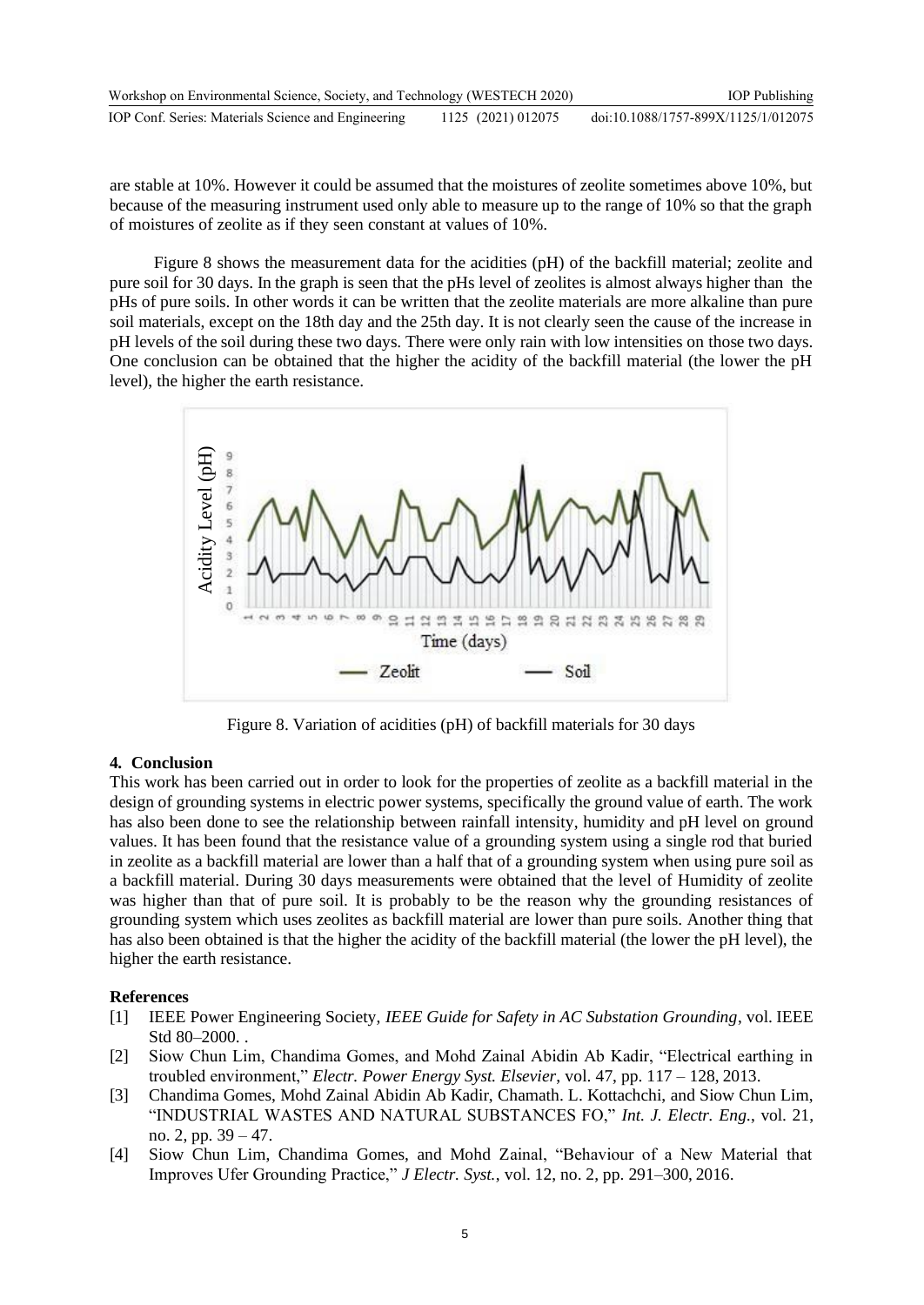are stable at 10%. However it could be assumed that the moistures of zeolite sometimes above 10%, but because of the measuring instrument used only able to measure up to the range of 10% so that the graph of moistures of zeolite as if they seen constant at values of 10%.

Figure 8 shows the measurement data for the acidities (pH) of the backfill material; zeolite and pure soil for 30 days. In the graph is seen that the pHs level of zeolites is almost always higher than the pHs of pure soils. In other words it can be written that the zeolite materials are more alkaline than pure soil materials, except on the 18th day and the 25th day. It is not clearly seen the cause of the increase in pH levels of the soil during these two days. There were only rain with low intensities on those two days. One conclusion can be obtained that the higher the acidity of the backfill material (the lower the pH level), the higher the earth resistance.

Figure 8. Variation of acidities (pH) of backfill materials for 30 days

## 4. Conclusion

This work has been carried out in order to look for the properties of zeolite as a backfill material in the design of grounding systems in electric power systems, specifically the ground value of earth. The work has also been done to see the relationship between rainfall intensity, humidity and pH level on ground values. It has been found that the resistance value of a grounding system using a single rod that buried in zeolite as a backfill material are lower than a half that of a grounding system when using pure soil as a backfill material. During 30 days measurements were obtained that the level of Humidity of zeolite was higher than that of pure soil. It is probably to be the reason why the grounding resistances of grounding system which uses zeolites as backfill material are lower than pure soils. Another thing that has also been obtained is that the higher the acidity of the backfill material (the lower the pH level), the higher the earth resistance.

## References

[1] IEEE Power Engineering Society, *IEEE Guide for Safety in AC Substation Grounding*, vol. IEEE Std 80–2000. .

[2] Siow Chun Lim, Chandima Gomes, and Mohd Zainal Abidin Ab Kadir, "Electrical earthing in troubled environment," *Electr. Power Energy Syst. Elsevier*, vol. 47, pp. 117 – 128, 2013.

[3] Chandima Gomes, Mohd Zainal Abidin Ab Kadir, Chamath. L. Kottachchi, and Siow Chun Lim, "INDUSTRIAL WASTES AND NATURAL SUBSTANCES FO," *Int. J. Electr. Eng.*, vol. 21, no. 2, pp. 39 – 47.

[4] Siow Chun Lim, Chandima Gomes, and Mohd Zainal, "Behaviour of a New Material that Improves Ufer Grounding Practice," *J Electr. Syst.*, vol. 12, no. 2, pp. 291–300, 2016.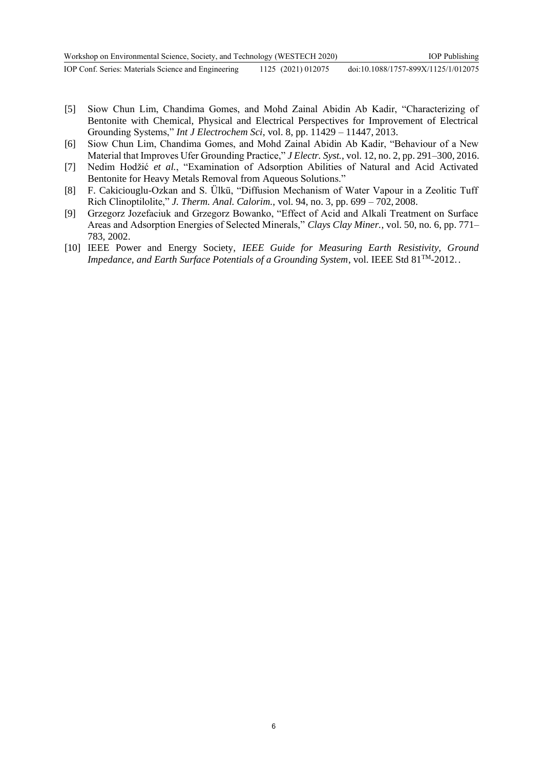[5] Siow Chun Lim, Chandima Gomes, and Mohd Zainal Abidin Ab Kadir, "Characterizing of Bentonite with Chemical, Physical and Electrical Perspectives for Improvement of Electrical Grounding Systems," *Int J Electrochem Sci*, vol. 8, pp. 11429 – 11447, 2013.

[6] Siow Chun Lim, Chandima Gomes, and Mohd Zainal Abidin Ab Kadir, "Behaviour of a New Material that Improves Ufer Grounding Practice," *J Electr. Syst.*, vol. 12, no. 2, pp. 291–300, 2016.

[7] Nedim Hodžić *et al.*, "Examination of Adsorption Abilities of Natural and Acid Activated Bentonite for Heavy Metals Removal from Aqueous Solutions."

[8] F. Cakiciouglu-Ozkan and S. Ülkü, "Diffusion Mechanism of Water Vapour in a Zeolitic Tuff Rich Clinoptilolite," *J. Therm. Anal. Calorim.*, vol. 94, no. 3, pp. 699 – 702, 2008.

[9] Grzegorz Jozefaciuk and Grzegorz Bowanko, "Effect of Acid and Alkali Treatment on Surface Areas and Adsorption Energies of Selected Minerals," *Clays Clay Miner.*, vol. 50, no. 6, pp. 771–783, 2002.

[10] IEEE Power and Energy Society, *IEEE Guide for Measuring Earth Resistivity, Ground Impedance, and Earth Surface Potentials of a Grounding System*, vol. IEEE Std 81™-2012..